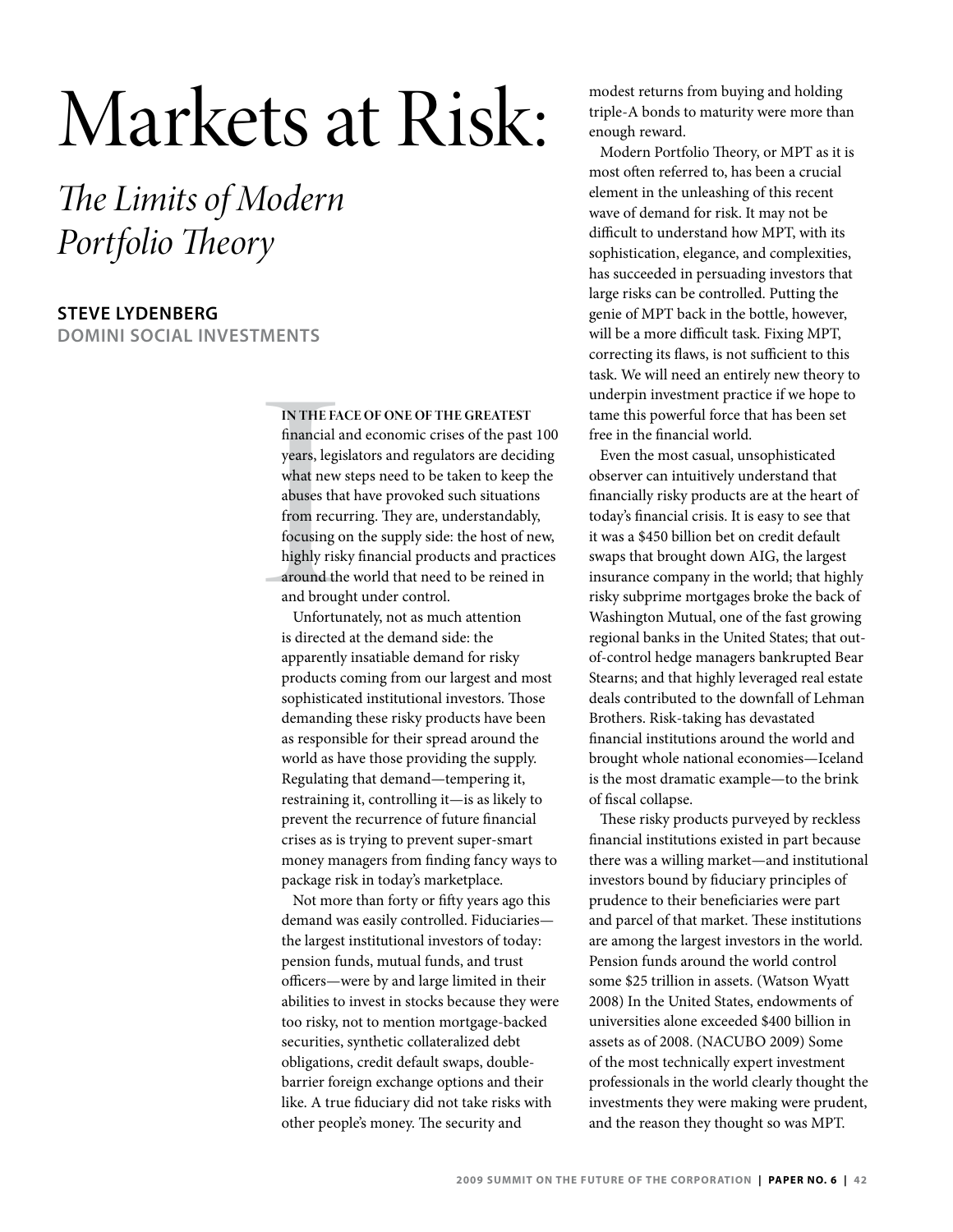# Markets at Risk:

## *The Limits of Modern Portfolio Theory*

**STEVE LYDENBERG**
**DOMINI SOCIAL INVESTMENTS**

**IN THE FACE OF ONE OF THE GREATEST** financial and economic crises of the past 100 years, legislators and regulators are deciding what new steps need to be taken to keep the abuses that have provoked such situations from recurring. They are, understandably, focusing on the supply side: the host of new, highly risky financial products and practices around the world that need to be reined in and brought under control.

Unfortunately, not as much attention is directed at the demand side: the apparently insatiable demand for risky products coming from our largest and most sophisticated institutional investors. Those demanding these risky products have been as responsible for their spread around the world as have those providing the supply. Regulating that demand—tempering it, restraining it, controlling it—is as likely to prevent the recurrence of future financial crises as is trying to prevent super-smart money managers from finding fancy ways to package risk in today's marketplace.

Not more than forty or fifty years ago this demand was easily controlled. Fiduciaries—the largest institutional investors of today: pension funds, mutual funds, and trust officers—were by and large limited in their abilities to invest in stocks because they were too risky, not to mention mortgage-backed securities, synthetic collateralized debt obligations, credit default swaps, double-barrier foreign exchange options and their like. A true fiduciary did not take risks with other people's money. The security and modest returns from buying and holding triple-A bonds to maturity were more than enough reward.

Modern Portfolio Theory, or MPT as it is most often referred to, has been a crucial element in the unleashing of this recent wave of demand for risk. It may not be difficult to understand how MPT, with its sophistication, elegance, and complexities, has succeeded in persuading investors that large risks can be controlled. Putting the genie of MPT back in the bottle, however, will be a more difficult task. Fixing MPT, correcting its flaws, is not sufficient to this task. We will need an entirely new theory to underpin investment practice if we hope to tame this powerful force that has been set free in the financial world.

Even the most casual, unsophisticated observer can intuitively understand that financially risky products are at the heart of today's financial crisis. It is easy to see that it was a $450 billion bet on credit default swaps that brought down AIG, the largest insurance company in the world; that highly risky subprime mortgages broke the back of Washington Mutual, one of the fast growing regional banks in the United States; that out-of-control hedge managers bankrupted Bear Stearns; and that highly leveraged real estate deals contributed to the downfall of Lehman Brothers. Risk-taking has devastated financial institutions around the world and brought whole national economies—Iceland is the most dramatic example—to the brink of fiscal collapse.

These risky products purveyed by reckless financial institutions existed in part because there was a willing market—and institutional investors bound by fiduciary principles of prudence to their beneficiaries were part and parcel of that market. These institutions are among the largest investors in the world. Pension funds around the world control some $25 trillion in assets. (Watson Wyatt 2008) In the United States, endowments of universities alone exceeded $400 billion in assets as of 2008. (NACUBO 2009) Some of the most technically expert investment professionals in the world clearly thought the investments they were making were prudent, and the reason they thought so was MPT.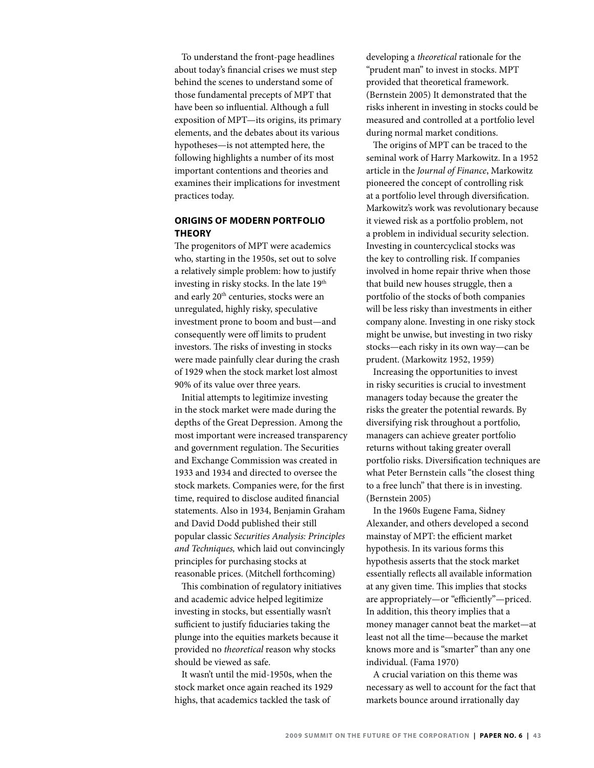To understand the front-page headlines about today's financial crises we must step behind the scenes to understand some of those fundamental precepts of MPT that have been so influential. Although a full exposition of MPT—its origins, its primary elements, and the debates about its various hypotheses—is not attempted here, the following highlights a number of its most important contentions and theories and examines their implications for investment practices today.

## ORIGINS OF MODERN PORTFOLIO THEORY

The progenitors of MPT were academics who, starting in the 1950s, set out to solve a relatively simple problem: how to justify investing in risky stocks. In the late 19th and early 20th centuries, stocks were an unregulated, highly risky, speculative investment prone to boom and bust—and consequently were off limits to prudent investors. The risks of investing in stocks were made painfully clear during the crash of 1929 when the stock market lost almost 90% of its value over three years.

Initial attempts to legitimize investing in the stock market were made during the depths of the Great Depression. Among the most important were increased transparency and government regulation. The Securities and Exchange Commission was created in 1933 and 1934 and directed to oversee the stock markets. Companies were, for the first time, required to disclose audited financial statements. Also in 1934, Benjamin Graham and David Dodd published their still popular classic *Securities Analysis: Principles and Techniques,* which laid out convincingly principles for purchasing stocks at reasonable prices. (Mitchell forthcoming)

This combination of regulatory initiatives and academic advice helped legitimize investing in stocks, but essentially wasn't sufficient to justify fiduciaries taking the plunge into the equities markets because it provided no *theoretical* reason why stocks should be viewed as safe.

It wasn't until the mid-1950s, when the stock market once again reached its 1929 highs, that academics tackled the task of developing a *theoretical* rationale for the "prudent man" to invest in stocks. MPT provided that theoretical framework. (Bernstein 2005) It demonstrated that the risks inherent in investing in stocks could be measured and controlled at a portfolio level during normal market conditions.

The origins of MPT can be traced to the seminal work of Harry Markowitz. In a 1952 article in the *Journal of Finance*, Markowitz pioneered the concept of controlling risk at a portfolio level through diversification. Markowitz's work was revolutionary because it viewed risk as a portfolio problem, not a problem in individual security selection. Investing in countercyclical stocks was the key to controlling risk. If companies involved in home repair thrive when those that build new houses struggle, then a portfolio of the stocks of both companies will be less risky than investments in either company alone. Investing in one risky stock might be unwise, but investing in two risky stocks—each risky in its own way—can be prudent. (Markowitz 1952, 1959)

Increasing the opportunities to invest in risky securities is crucial to investment managers today because the greater the risks the greater the potential rewards. By diversifying risk throughout a portfolio, managers can achieve greater portfolio returns without taking greater overall portfolio risks. Diversification techniques are what Peter Bernstein calls "the closest thing to a free lunch" that there is in investing. (Bernstein 2005)

In the 1960s Eugene Fama, Sidney Alexander, and others developed a second mainstay of MPT: the efficient market hypothesis. In its various forms this hypothesis asserts that the stock market essentially reflects all available information at any given time. This implies that stocks are appropriately—or "efficiently"—priced. In addition, this theory implies that a money manager cannot beat the market—at least not all the time—because the market knows more and is "smarter" than any one individual. (Fama 1970)

A crucial variation on this theme was necessary as well to account for the fact that markets bounce around irrationally day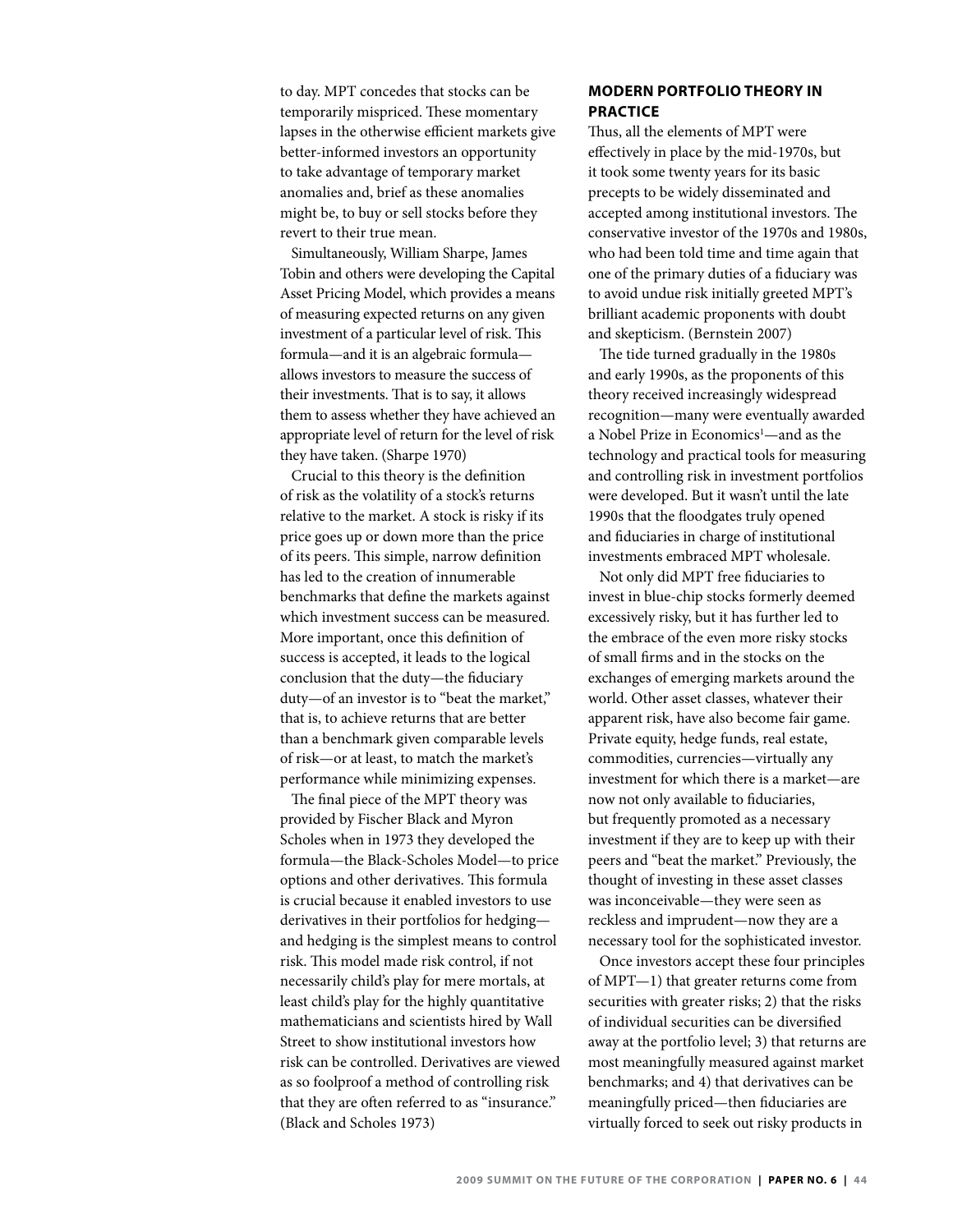to day. MPT concedes that stocks can be temporarily mispriced. These momentary lapses in the otherwise efficient markets give better-informed investors an opportunity to take advantage of temporary market anomalies and, brief as these anomalies might be, to buy or sell stocks before they revert to their true mean.

Simultaneously, William Sharpe, James Tobin and others were developing the Capital Asset Pricing Model, which provides a means of measuring expected returns on any given investment of a particular level of risk. This formula—and it is an algebraic formula—allows investors to measure the success of their investments. That is to say, it allows them to assess whether they have achieved an appropriate level of return for the level of risk they have taken. (Sharpe 1970)

Crucial to this theory is the definition of risk as the volatility of a stock's returns relative to the market. A stock is risky if its price goes up or down more than the price of its peers. This simple, narrow definition has led to the creation of innumerable benchmarks that define the markets against which investment success can be measured. More important, once this definition of success is accepted, it leads to the logical conclusion that the duty—the fiduciary duty—of an investor is to "beat the market," that is, to achieve returns that are better than a benchmark given comparable levels of risk—or at least, to match the market's performance while minimizing expenses.

The final piece of the MPT theory was provided by Fischer Black and Myron Scholes when in 1973 they developed the formula—the Black-Scholes Model—to price options and other derivatives. This formula is crucial because it enabled investors to use derivatives in their portfolios for hedging—and hedging is the simplest means to control risk. This model made risk control, if not necessarily child's play for mere mortals, at least child's play for the highly quantitative mathematicians and scientists hired by Wall Street to show institutional investors how risk can be controlled. Derivatives are viewed as so foolproof a method of controlling risk that they are often referred to as "insurance." (Black and Scholes 1973)

## MODERN PORTFOLIO THEORY IN PRACTICE

Thus, all the elements of MPT were effectively in place by the mid-1970s, but it took some twenty years for its basic precepts to be widely disseminated and accepted among institutional investors. The conservative investor of the 1970s and 1980s, who had been told time and time again that one of the primary duties of a fiduciary was to avoid undue risk initially greeted MPT's brilliant academic proponents with doubt and skepticism. (Bernstein 2007)

The tide turned gradually in the 1980s and early 1990s, as the proponents of this theory received increasingly widespread recognition—many were eventually awarded a Nobel Prize in Economics[1]—and as the technology and practical tools for measuring and controlling risk in investment portfolios were developed. But it wasn't until the late 1990s that the floodgates truly opened and fiduciaries in charge of institutional investments embraced MPT wholesale.

Not only did MPT free fiduciaries to invest in blue-chip stocks formerly deemed excessively risky, but it has further led to the embrace of the even more risky stocks of small firms and in the stocks on the exchanges of emerging markets around the world. Other asset classes, whatever their apparent risk, have also become fair game. Private equity, hedge funds, real estate, commodities, currencies—virtually any investment for which there is a market—are now not only available to fiduciaries, but frequently promoted as a necessary investment if they are to keep up with their peers and "beat the market." Previously, the thought of investing in these asset classes was inconceivable—they were seen as reckless and imprudent—now they are a necessary tool for the sophisticated investor.

Once investors accept these four principles of MPT—1) that greater returns come from securities with greater risks; 2) that the risks of individual securities can be diversified away at the portfolio level; 3) that returns are most meaningfully measured against market benchmarks; and 4) that derivatives can be meaningfully priced—then fiduciaries are virtually forced to seek out risky products in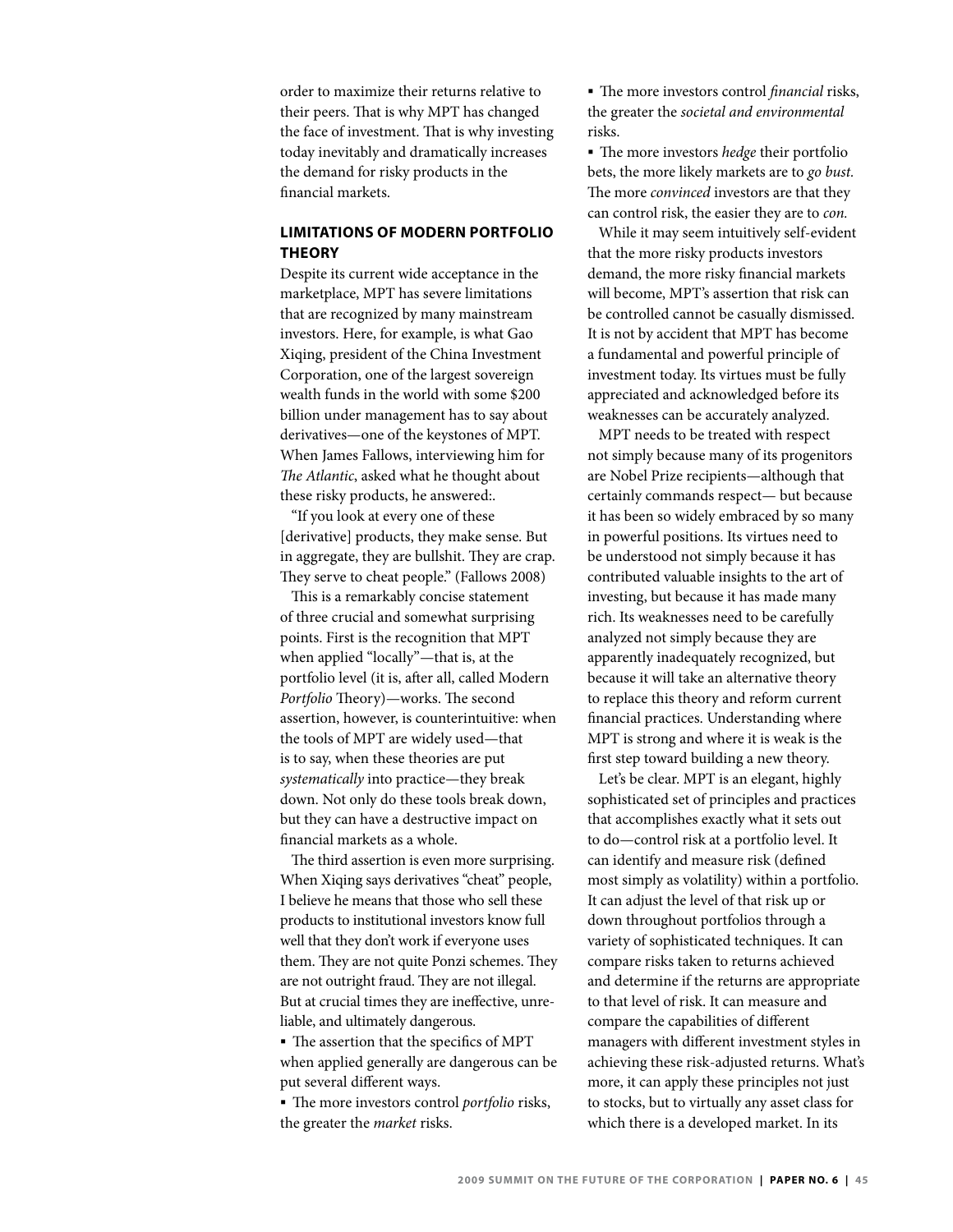order to maximize their returns relative to their peers. That is why MPT has changed the face of investment. That is why investing today inevitably and dramatically increases the demand for risky products in the financial markets.

## LIMITATIONS OF MODERN PORTFOLIO THEORY

Despite its current wide acceptance in the marketplace, MPT has severe limitations that are recognized by many mainstream investors. Here, for example, is what Gao Xiqing, president of the China Investment Corporation, one of the largest sovereign wealth funds in the world with some $200 billion under management has to say about derivatives—one of the keystones of MPT. When James Fallows, interviewing him for *The Atlantic*, asked what he thought about these risky products, he answered:.

"If you look at every one of these [derivative] products, they make sense. But in aggregate, they are bullshit. They are crap. They serve to cheat people." (Fallows 2008)

This is a remarkably concise statement of three crucial and somewhat surprising points. First is the recognition that MPT when applied "locally"—that is, at the portfolio level (it is, after all, called Modern *Portfolio* Theory)—works. The second assertion, however, is counterintuitive: when the tools of MPT are widely used—that is to say, when these theories are put *systematically* into practice—they break down. Not only do these tools break down, but they can have a destructive impact on financial markets as a whole.

The third assertion is even more surprising. When Xiqing says derivatives "cheat" people, I believe he means that those who sell these products to institutional investors know full well that they don't work if everyone uses them. They are not quite Ponzi schemes. They are not outright fraud. They are not illegal. But at crucial times they are ineffective, unreliable, and ultimately dangerous.

- The assertion that the specifics of MPT when applied generally are dangerous can be put several different ways.
- The more investors control *portfolio* risks, the greater the *market* risks.
- The more investors control *financial* risks, the greater the *societal and environmental* risks.
- The more investors *hedge* their portfolio bets, the more likely markets are to *go bust.* The more *convinced* investors are that they can control risk, the easier they are to *con.*

While it may seem intuitively self-evident that the more risky products investors demand, the more risky financial markets will become, MPT's assertion that risk can be controlled cannot be casually dismissed. It is not by accident that MPT has become a fundamental and powerful principle of investment today. Its virtues must be fully appreciated and acknowledged before its weaknesses can be accurately analyzed.

MPT needs to be treated with respect not simply because many of its progenitors are Nobel Prize recipients—although that certainly commands respect— but because it has been so widely embraced by so many in powerful positions. Its virtues need to be understood not simply because it has contributed valuable insights to the art of investing, but because it has made many rich. Its weaknesses need to be carefully analyzed not simply because they are apparently inadequately recognized, but because it will take an alternative theory to replace this theory and reform current financial practices. Understanding where MPT is strong and where it is weak is the first step toward building a new theory.

Let's be clear. MPT is an elegant, highly sophisticated set of principles and practices that accomplishes exactly what it sets out to do—control risk at a portfolio level. It can identify and measure risk (defined most simply as volatility) within a portfolio. It can adjust the level of that risk up or down throughout portfolios through a variety of sophisticated techniques. It can compare risks taken to returns achieved and determine if the returns are appropriate to that level of risk. It can measure and compare the capabilities of different managers with different investment styles in achieving these risk-adjusted returns. What's more, it can apply these principles not just to stocks, but to virtually any asset class for which there is a developed market. In its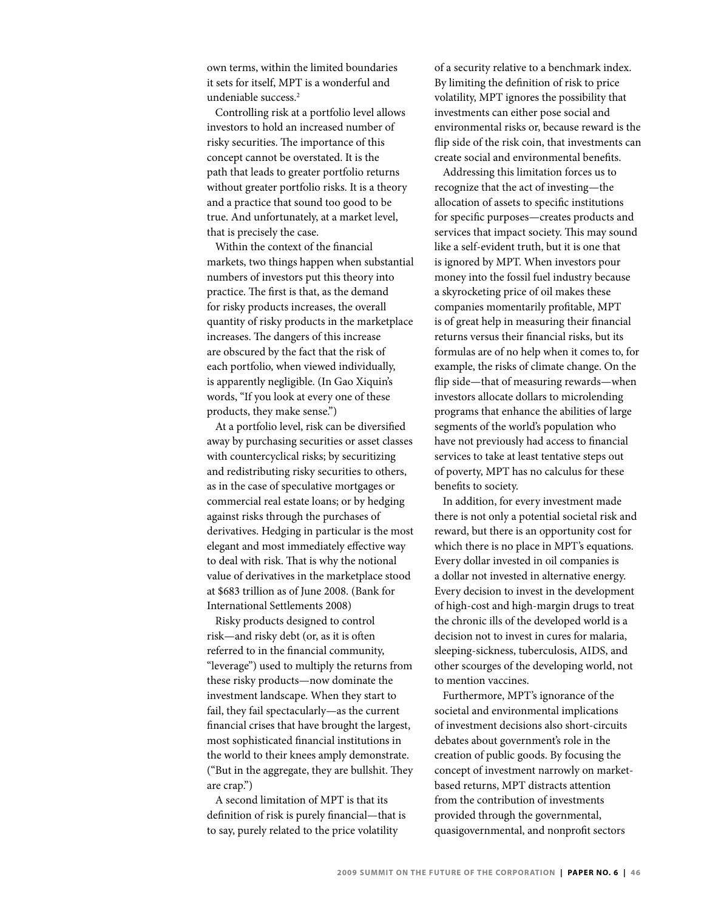own terms, within the limited boundaries it sets for itself, MPT is a wonderful and undeniable success.[2]

Controlling risk at a portfolio level allows investors to hold an increased number of risky securities. The importance of this concept cannot be overstated. It is the path that leads to greater portfolio returns without greater portfolio risks. It is a theory and a practice that sound too good to be true. And unfortunately, at a market level, that is precisely the case.

Within the context of the financial markets, two things happen when substantial numbers of investors put this theory into practice. The first is that, as the demand for risky products increases, the overall quantity of risky products in the marketplace increases. The dangers of this increase are obscured by the fact that the risk of each portfolio, when viewed individually, is apparently negligible. (In Gao Xiquin's words, "If you look at every one of these products, they make sense.")

At a portfolio level, risk can be diversified away by purchasing securities or asset classes with countercyclical risks; by securitizing and redistributing risky securities to others, as in the case of speculative mortgages or commercial real estate loans; or by hedging against risks through the purchases of derivatives. Hedging in particular is the most elegant and most immediately effective way to deal with risk. That is why the notional value of derivatives in the marketplace stood at $683 trillion as of June 2008. (Bank for International Settlements 2008)

Risky products designed to control risk—and risky debt (or, as it is often referred to in the financial community, "leverage") used to multiply the returns from these risky products—now dominate the investment landscape. When they start to fail, they fail spectacularly—as the current financial crises that have brought the largest, most sophisticated financial institutions in the world to their knees amply demonstrate. ("But in the aggregate, they are bullshit. They are crap.")

A second limitation of MPT is that its definition of risk is purely financial—that is to say, purely related to the price volatility of a security relative to a benchmark index. By limiting the definition of risk to price volatility, MPT ignores the possibility that investments can either pose social and environmental risks or, because reward is the flip side of the risk coin, that investments can create social and environmental benefits.

Addressing this limitation forces us to recognize that the act of investing—the allocation of assets to specific institutions for specific purposes—creates products and services that impact society. This may sound like a self-evident truth, but it is one that is ignored by MPT. When investors pour money into the fossil fuel industry because a skyrocketing price of oil makes these companies momentarily profitable, MPT is of great help in measuring their financial returns versus their financial risks, but its formulas are of no help when it comes to, for example, the risks of climate change. On the flip side—that of measuring rewards—when investors allocate dollars to microlending programs that enhance the abilities of large segments of the world's population who have not previously had access to financial services to take at least tentative steps out of poverty, MPT has no calculus for these benefits to society.

In addition, for every investment made there is not only a potential societal risk and reward, but there is an opportunity cost for which there is no place in MPT's equations. Every dollar invested in oil companies is a dollar not invested in alternative energy. Every decision to invest in the development of high-cost and high-margin drugs to treat the chronic ills of the developed world is a decision not to invest in cures for malaria, sleeping-sickness, tuberculosis, AIDS, and other scourges of the developing world, not to mention vaccines.

Furthermore, MPT's ignorance of the societal and environmental implications of investment decisions also short-circuits debates about government's role in the creation of public goods. By focusing the concept of investment narrowly on market-based returns, MPT distracts attention from the contribution of investments provided through the governmental, quasigovernmental, and nonprofit sectors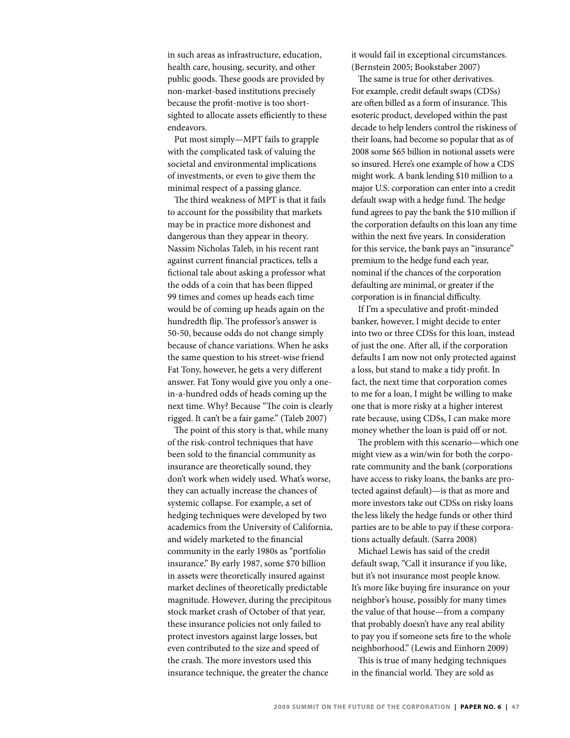in such areas as infrastructure, education, health care, housing, security, and other public goods. These goods are provided by non-market-based institutions precisely because the profit-motive is too short-sighted to allocate assets efficiently to these endeavors.

Put most simply—MPT fails to grapple with the complicated task of valuing the societal and environmental implications of investments, or even to give them the minimal respect of a passing glance.

The third weakness of MPT is that it fails to account for the possibility that markets may be in practice more dishonest and dangerous than they appear in theory. Nassim Nicholas Taleb, in his recent rant against current financial practices, tells a fictional tale about asking a professor what the odds of a coin that has been flipped 99 times and comes up heads each time would be of coming up heads again on the hundredth flip. The professor's answer is 50-50, because odds do not change simply because of chance variations. When he asks the same question to his street-wise friend Fat Tony, however, he gets a very different answer. Fat Tony would give you only a one-in-a-hundred odds of heads coming up the next time. Why? Because "The coin is clearly rigged. It can't be a fair game." (Taleb 2007)

The point of this story is that, while many of the risk-control techniques that have been sold to the financial community as insurance are theoretically sound, they don't work when widely used. What's worse, they can actually increase the chances of systemic collapse. For example, a set of hedging techniques were developed by two academics from the University of California, and widely marketed to the financial community in the early 1980s as "portfolio insurance." By early 1987, some $70 billion in assets were theoretically insured against market declines of theoretically predictable magnitude. However, during the precipitous stock market crash of October of that year, these insurance policies not only failed to protect investors against large losses, but even contributed to the size and speed of the crash. The more investors used this insurance technique, the greater the chance it would fail in exceptional circumstances. (Bernstein 2005; Bookstaber 2007)

The same is true for other derivatives. For example, credit default swaps (CDSs) are often billed as a form of insurance. This esoteric product, developed within the past decade to help lenders control the riskiness of their loans, had become so popular that as of 2008 some $65 billion in notional assets were so insured. Here's one example of how a CDS might work. A bank lending $10 million to a major U.S. corporation can enter into a credit default swap with a hedge fund. The hedge fund agrees to pay the bank the $10 million if the corporation defaults on this loan any time within the next five years. In consideration for this service, the bank pays an "insurance" premium to the hedge fund each year, nominal if the chances of the corporation defaulting are minimal, or greater if the corporation is in financial difficulty.

If I'm a speculative and profit-minded banker, however, I might decide to enter into two or three CDSs for this loan, instead of just the one. After all, if the corporation defaults I am now not only protected against a loss, but stand to make a tidy profit. In fact, the next time that corporation comes to me for a loan, I might be willing to make one that is more risky at a higher interest rate because, using CDSs, I can make more money whether the loan is paid off or not.

The problem with this scenario—which one might view as a win/win for both the corporate community and the bank (corporations have access to risky loans, the banks are protected against default)—is that as more and more investors take out CDSs on risky loans the less likely the hedge funds or other third parties are to be able to pay if these corporations actually default. (Sarra 2008)

Michael Lewis has said of the credit default swap, "Call it insurance if you like, but it's not insurance most people know. It's more like buying fire insurance on your neighbor's house, possibly for many times the value of that house—from a company that probably doesn't have any real ability to pay you if someone sets fire to the whole neighborhood." (Lewis and Einhorn 2009)

This is true of many hedging techniques in the financial world. They are sold as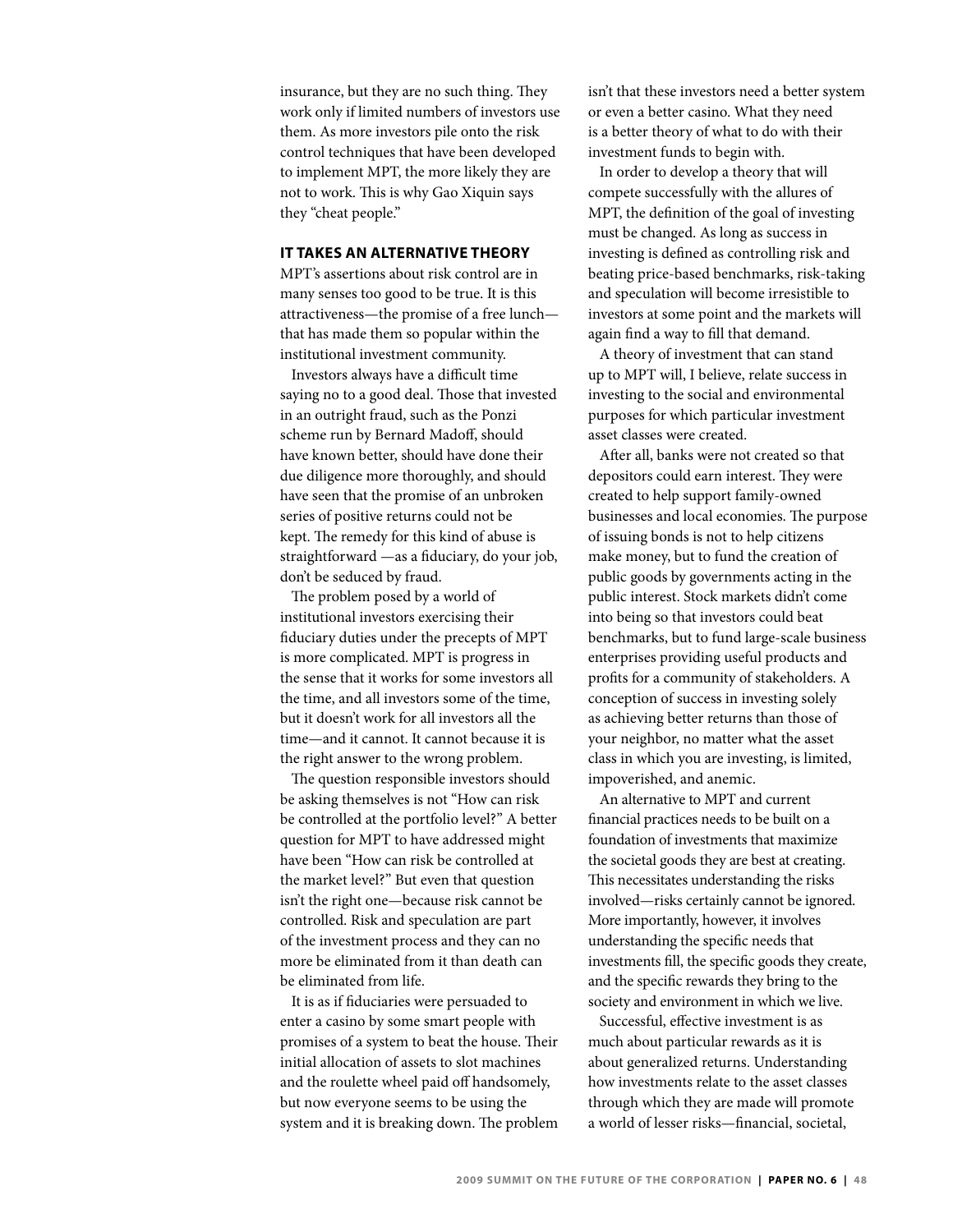insurance, but they are no such thing. They work only if limited numbers of investors use them. As more investors pile onto the risk control techniques that have been developed to implement MPT, the more likely they are not to work. This is why Gao Xiqun says they "cheat people."

## IT TAKES AN ALTERNATIVE THEORY

MPT's assertions about risk control are in many senses too good to be true. It is this attractiveness—the promise of a free lunch—that has made them so popular within the institutional investment community.

Investors always have a difficult time saying no to a good deal. Those that invested in an outright fraud, such as the Ponzi scheme run by Bernard Madoff, should have known better, should have done their due diligence more thoroughly, and should have seen that the promise of an unbroken series of positive returns could not be kept. The remedy for this kind of abuse is straightforward —as a fiduciary, do your job, don't be seduced by fraud.

The problem posed by a world of institutional investors exercising their fiduciary duties under the precepts of MPT is more complicated. MPT is progress in the sense that it works for some investors all the time, and all investors some of the time, but it doesn't work for all investors all the time—and it cannot. It cannot because it is the right answer to the wrong problem.

The question responsible investors should be asking themselves is not "How can risk be controlled at the portfolio level?" A better question for MPT to have addressed might have been "How can risk be controlled at the market level?" But even that question isn't the right one—because risk cannot be controlled. Risk and speculation are part of the investment process and they can no more be eliminated from it than death can be eliminated from life.

It is as if fiduciaries were persuaded to enter a casino by some smart people with promises of a system to beat the house. Their initial allocation of assets to slot machines and the roulette wheel paid off handsomely, but now everyone seems to be using the system and it is breaking down. The problem isn't that these investors need a better system or even a better casino. What they need is a better theory of what to do with their investment funds to begin with.

In order to develop a theory that will compete successfully with the allures of MPT, the definition of the goal of investing must be changed. As long as success in investing is defined as controlling risk and beating price-based benchmarks, risk-taking and speculation will become irresistible to investors at some point and the markets will again find a way to fill that demand.

A theory of investment that can stand up to MPT will, I believe, relate success in investing to the social and environmental purposes for which particular investment asset classes were created.

After all, banks were not created so that depositors could earn interest. They were created to help support family-owned businesses and local economies. The purpose of issuing bonds is not to help citizens make money, but to fund the creation of public goods by governments acting in the public interest. Stock markets didn't come into being so that investors could beat benchmarks, but to fund large-scale business enterprises providing useful products and profits for a community of stakeholders. A conception of success in investing solely as achieving better returns than those of your neighbor, no matter what the asset class in which you are investing, is limited, impoverished, and anemic.

An alternative to MPT and current financial practices needs to be built on a foundation of investments that maximize the societal goods they are best at creating. This necessitates understanding the risks involved—risks certainly cannot be ignored. More importantly, however, it involves understanding the specific needs that investments fill, the specific goods they create, and the specific rewards they bring to the society and environment in which we live.

Successful, effective investment is as much about particular rewards as it is about generalized returns. Understanding how investments relate to the asset classes through which they are made will promote a world of lesser risks—financial, societal,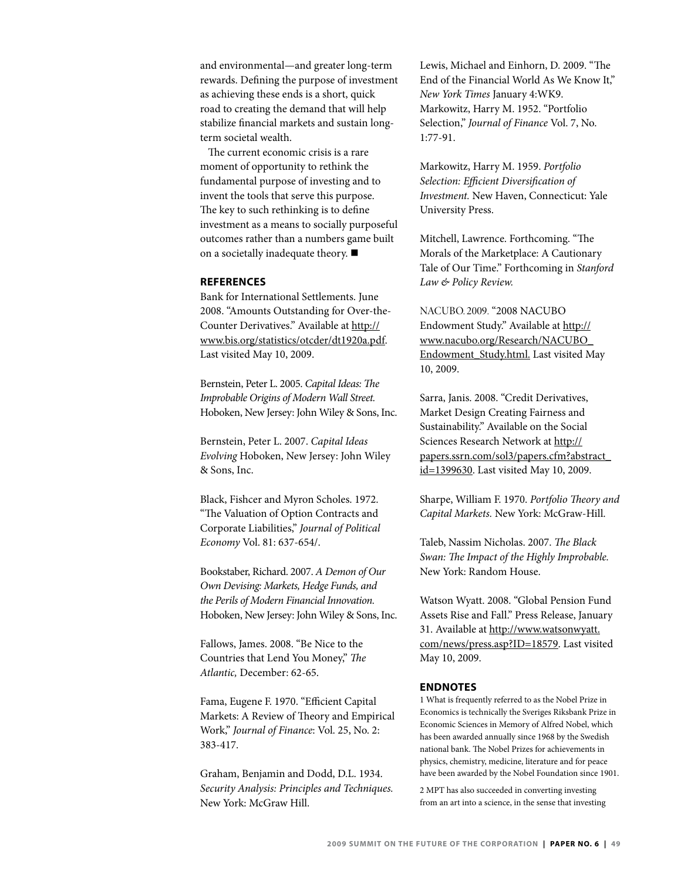and environmental—and greater long-term rewards. Defining the purpose of investment as achieving these ends is a short, quick road to creating the demand that will help stabilize financial markets and sustain long-term societal wealth.

The current economic crisis is a rare moment of opportunity to rethink the fundamental purpose of investing and to invent the tools that serve this purpose. The key to such rethinking is to define investment as a means to socially purposeful outcomes rather than a numbers game built on a societally inadequate theory. ■

## REFERENCES

Bank for International Settlements. June 2008. "Amounts Outstanding for Over-the-Counter Derivatives." Available at http://www.bis.org/statistics/otcder/dt1920a.pdf. Last visited May 10, 2009.

Bernstein, Peter L. 2005. *Capital Ideas: The Improbable Origins of Modern Wall Street.* Hoboken, New Jersey: John Wiley & Sons, Inc.

Bernstein, Peter L. 2007. *Capital Ideas Evolving* Hoboken, New Jersey: John Wiley & Sons, Inc.

Black, Fishcer and Myron Scholes. 1972. "The Valuation of Option Contracts and Corporate Liabilities," *Journal of Political Economy* Vol. 81: 637-654/.

Bookstaber, Richard. 2007. *A Demon of Our Own Devising: Markets, Hedge Funds, and the Perils of Modern Financial Innovation.* Hoboken, New Jersey: John Wiley & Sons, Inc.

Fallows, James. 2008. "Be Nice to the Countries that Lend You Money," *The Atlantic,* December: 62-65.

Fama, Eugene F. 1970. "Efficient Capital Markets: A Review of Theory and Empirical Work," *Journal of Finance*: Vol. 25, No. 2: 383-417.

Graham, Benjamin and Dodd, D.L. 1934. *Security Analysis: Principles and Techniques.* New York: McGraw Hill.

Lewis, Michael and Einhorn, D. 2009. "The End of the Financial World As We Know It," *New York Times* January 4:WK9.
Markowitz, Harry M. 1952. "Portfolio Selection," *Journal of Finance* Vol. 7, No. 1:77-91.

Markowitz, Harry M. 1959. *Portfolio Selection: Efficient Diversification of Investment.* New Haven, Connecticut: Yale University Press.

Mitchell, Lawrence. Forthcoming. "The Morals of the Marketplace: A Cautionary Tale of Our Time." Forthcoming in *Stanford Law & Policy Review.*

NACUBO. 2009. "2008 NACUBO Endowment Study." Available at http://www.nacubo.org/Research/NACUBO_Endowment_Study.html. Last visited May 10, 2009.

Sarra, Janis. 2008. "Credit Derivatives, Market Design Creating Fairness and Sustainability." Available on the Social Sciences Research Network at http://papers.ssrn.com/sol3/papers.cfm?abstract_id=1399630. Last visited May 10, 2009.

Sharpe, William F. 1970. *Portfolio Theory and Capital Markets.* New York: McGraw-Hill.

Taleb, Nassim Nicholas. 2007. *The Black Swan: The Impact of the Highly Improbable.* New York: Random House.

Watson Wyatt. 2008. "Global Pension Fund Assets Rise and Fall." Press Release, January 31. Available at http://www.watsonwyatt.com/news/press.asp?ID=18579. Last visited May 10, 2009.

## ENDNOTES

1 What is frequently referred to as the Nobel Prize in Economics is technically the Sveriges Riksbank Prize in Economic Sciences in Memory of Alfred Nobel, which has been awarded annually since 1968 by the Swedish national bank. The Nobel Prizes for achievements in physics, chemistry, medicine, literature and for peace have been awarded by the Nobel Foundation since 1901.

2 MPT has also succeeded in converting investing from an art into a science, in the sense that investing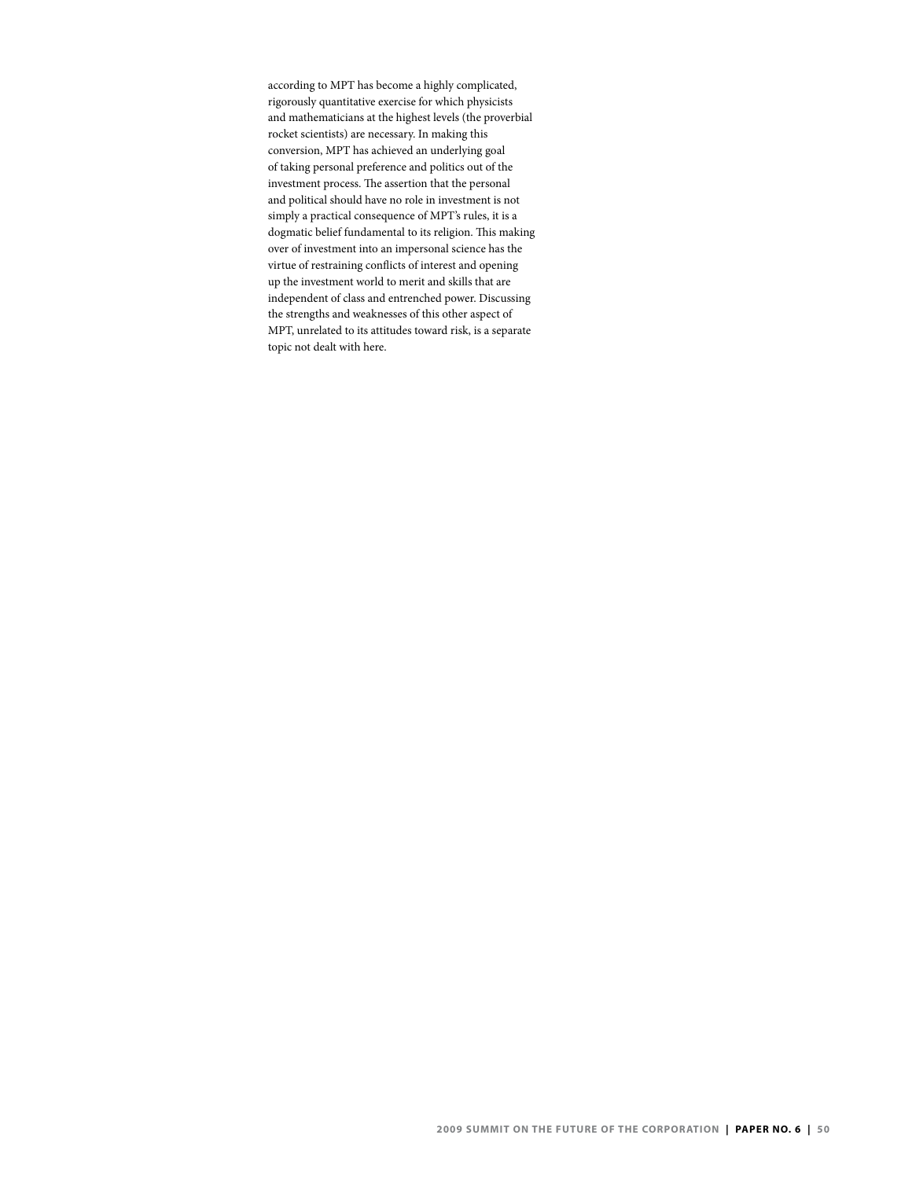according to MPT has become a highly complicated, rigorously quantitative exercise for which physicists and mathematicians at the highest levels (the proverbial rocket scientists) are necessary. In making this conversion, MPT has achieved an underlying goal of taking personal preference and politics out of the investment process. The assertion that the personal and political should have no role in investment is not simply a practical consequence of MPT's rules, it is a dogmatic belief fundamental to its religion. This making over of investment into an impersonal science has the virtue of restraining conflicts of interest and opening up the investment world to merit and skills that are independent of class and entrenched power. Discussing the strengths and weaknesses of this other aspect of MPT, unrelated to its attitudes toward risk, is a separate topic not dealt with here.